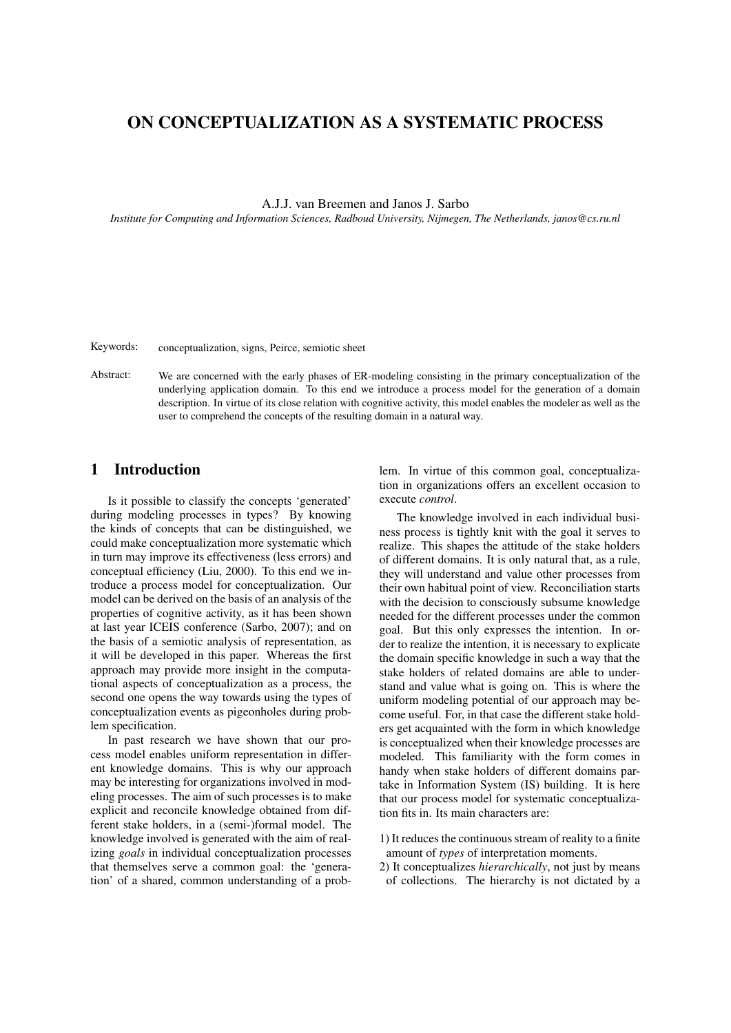# ON CONCEPTUALIZATION AS A SYSTEMATIC PROCESS

A.J.J. van Breemen and Janos J. Sarbo

*Institute for Computing and Information Sciences, Radboud University, Nijmegen, The Netherlands, janos@cs.ru.nl*

Keywords: conceptualization, signs, Peirce, semiotic sheet

Abstract: We are concerned with the early phases of ER-modeling consisting in the primary conceptualization of the underlying application domain. To this end we introduce a process model for the generation of a domain description. In virtue of its close relation with cognitive activity, this model enables the modeler as well as the user to comprehend the concepts of the resulting domain in a natural way.

## 1 Introduction

Is it possible to classify the concepts 'generated' during modeling processes in types? By knowing the kinds of concepts that can be distinguished, we could make conceptualization more systematic which in turn may improve its effectiveness (less errors) and conceptual efficiency (Liu, 2000). To this end we introduce a process model for conceptualization. Our model can be derived on the basis of an analysis of the properties of cognitive activity, as it has been shown at last year ICEIS conference (Sarbo, 2007); and on the basis of a semiotic analysis of representation, as it will be developed in this paper. Whereas the first approach may provide more insight in the computational aspects of conceptualization as a process, the second one opens the way towards using the types of conceptualization events as pigeonholes during problem specification.

In past research we have shown that our process model enables uniform representation in different knowledge domains. This is why our approach may be interesting for organizations involved in modeling processes. The aim of such processes is to make explicit and reconcile knowledge obtained from different stake holders, in a (semi-)formal model. The knowledge involved is generated with the aim of realizing *goals* in individual conceptualization processes that themselves serve a common goal: the 'generation' of a shared, common understanding of a problem. In virtue of this common goal, conceptualization in organizations offers an excellent occasion to execute *control*.

The knowledge involved in each individual business process is tightly knit with the goal it serves to realize. This shapes the attitude of the stake holders of different domains. It is only natural that, as a rule, they will understand and value other processes from their own habitual point of view. Reconciliation starts with the decision to consciously subsume knowledge needed for the different processes under the common goal. But this only expresses the intention. In order to realize the intention, it is necessary to explicate the domain specific knowledge in such a way that the stake holders of related domains are able to understand and value what is going on. This is where the uniform modeling potential of our approach may become useful. For, in that case the different stake holders get acquainted with the form in which knowledge is conceptualized when their knowledge processes are modeled. This familiarity with the form comes in handy when stake holders of different domains partake in Information System (IS) building. It is here that our process model for systematic conceptualization fits in. Its main characters are:

1) It reduces the continuous stream of reality to a finite amount of *types* of interpretation moments.
2) It conceptualizes *hierarchically*, not just by means of collections. The hierarchy is not dictated by a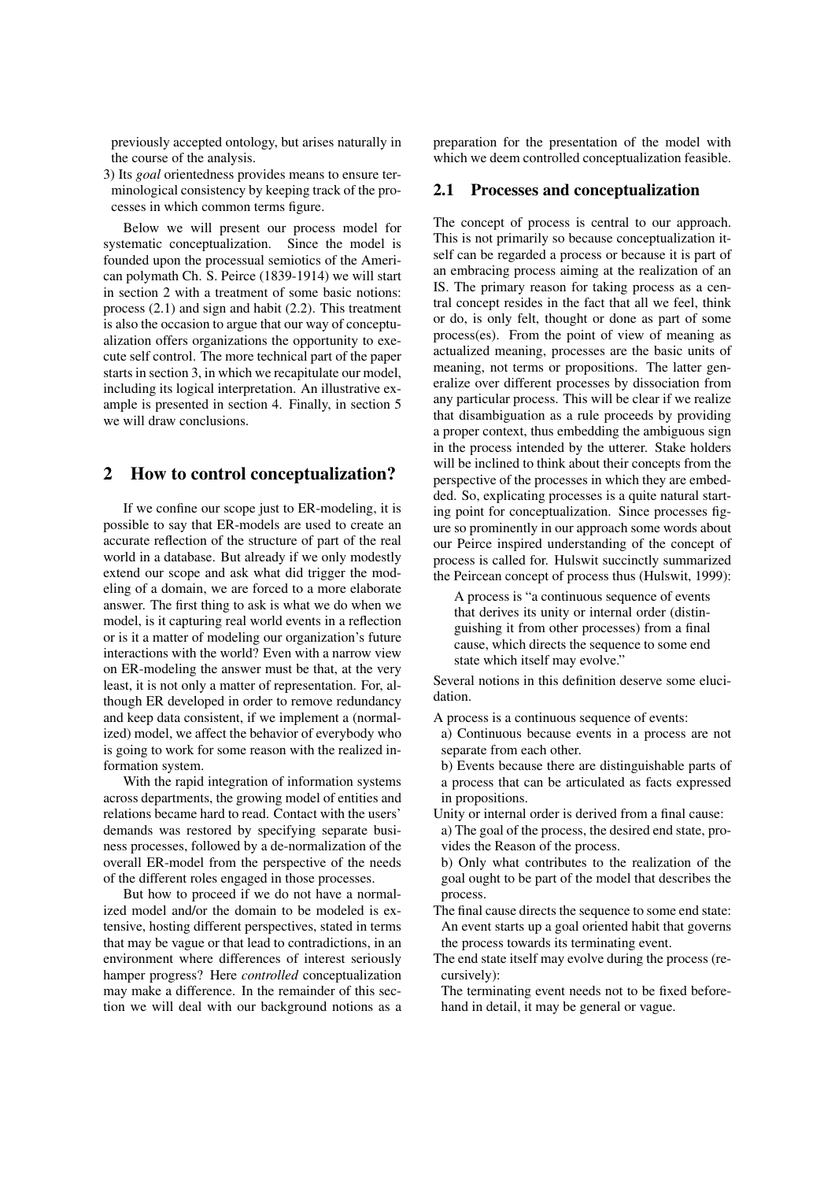previously accepted ontology, but arises naturally in the course of the analysis.

3) Its *goal* orientedness provides means to ensure terminological consistency by keeping track of the processes in which common terms figure.

Below we will present our process model for systematic conceptualization. Since the model is founded upon the processual semiotics of the American polymath Ch. S. Peirce (1839-1914) we will start in section 2 with a treatment of some basic notions: process (2.1) and sign and habit (2.2). This treatment is also the occasion to argue that our way of conceptualization offers organizations the opportunity to execute self control. The more technical part of the paper starts in section 3, in which we recapitulate our model, including its logical interpretation. An illustrative example is presented in section 4. Finally, in section 5 we will draw conclusions.

## 2 How to control conceptualization?

If we confine our scope just to ER-modeling, it is possible to say that ER-models are used to create an accurate reflection of the structure of part of the real world in a database. But already if we only modestly extend our scope and ask what did trigger the modeling of a domain, we are forced to a more elaborate answer. The first thing to ask is what we do when we model, is it capturing real world events in a reflection or is it a matter of modeling our organization's future interactions with the world? Even with a narrow view on ER-modeling the answer must be that, at the very least, it is not only a matter of representation. For, although ER developed in order to remove redundancy and keep data consistent, if we implement a (normalized) model, we affect the behavior of everybody who is going to work for some reason with the realized information system.

With the rapid integration of information systems across departments, the growing model of entities and relations became hard to read. Contact with the users' demands was restored by specifying separate business processes, followed by a de-normalization of the overall ER-model from the perspective of the needs of the different roles engaged in those processes.

But how to proceed if we do not have a normalized model and/or the domain to be modeled is extensive, hosting different perspectives, stated in terms that may be vague or that lead to contradictions, in an environment where differences of interest seriously hamper progress? Here *controlled* conceptualization may make a difference. In the remainder of this section we will deal with our background notions as a preparation for the presentation of the model with which we deem controlled conceptualization feasible.

### 2.1 Processes and conceptualization

The concept of process is central to our approach. This is not primarily so because conceptualization itself can be regarded a process or because it is part of an embracing process aiming at the realization of an IS. The primary reason for taking process as a central concept resides in the fact that all we feel, think or do, is only felt, thought or done as part of some process(es). From the point of view of meaning as actualized meaning, processes are the basic units of meaning, not terms or propositions. The latter generalize over different processes by dissociation from any particular process. This will be clear if we realize that disambiguation as a rule proceeds by providing a proper context, thus embedding the ambiguous sign in the process intended by the utterer. Stake holders will be inclined to think about their concepts from the perspective of the processes in which they are embedded. So, explicating processes is a quite natural starting point for conceptualization. Since processes figure so prominently in our approach some words about our Peirce inspired understanding of the concept of process is called for. Hulswit succinctly summarized the Peircean concept of process thus (Hulswit, 1999):

> A process is "a continuous sequence of events that derives its unity or internal order (distinguishing it from other processes) from a final cause, which directs the sequence to some end state which itself may evolve."

Several notions in this definition deserve some elucidation.

A process is a continuous sequence of events:

a) Continuous because events in a process are not separate from each other.

b) Events because there are distinguishable parts of a process that can be articulated as facts expressed in propositions.

Unity or internal order is derived from a final cause:

a) The goal of the process, the desired end state, provides the Reason of the process.

b) Only what contributes to the realization of the goal ought to be part of the model that describes the process.

The final cause directs the sequence to some end state:
An event starts up a goal oriented habit that governs the process towards its terminating event.

The end state itself may evolve during the process (recursively):
The terminating event needs not to be fixed beforehand in detail, it may be general or vague.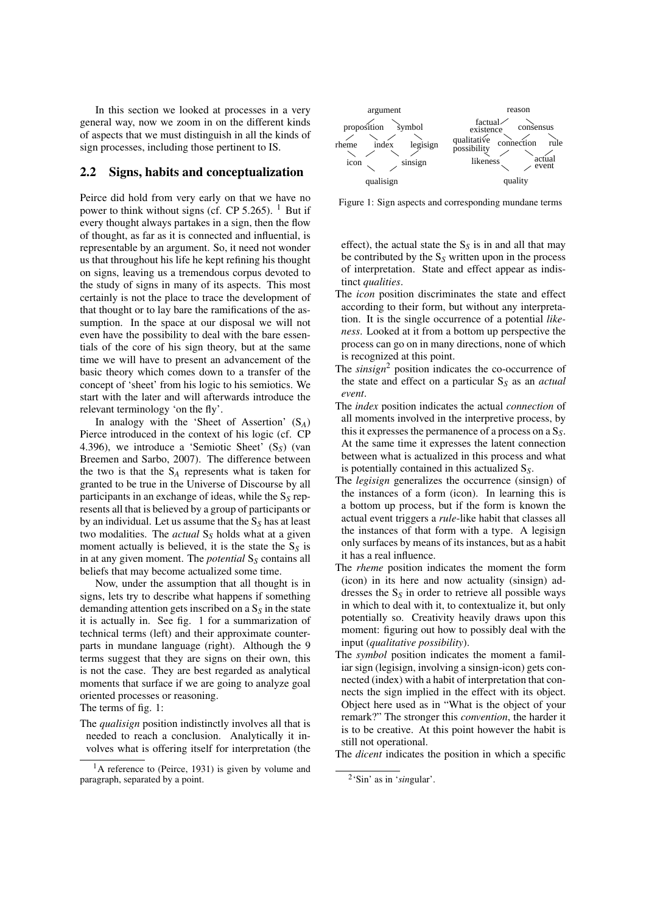In this section we looked at processes in a very general way, now we zoom in on the different kinds of aspects that we must distinguish in all the kinds of sign processes, including those pertinent to IS.

## 2.2 Signs, habits and conceptualization

Peirce did hold from very early on that we have no power to think without signs (cf. CP 5.265). [1] But if every thought always partakes in a sign, then the flow of thought, as far as it is connected and influential, is representable by an argument. So, it need not wonder us that throughout his life he kept refining his thought on signs, leaving us a tremendous corpus devoted to the study of signs in many of its aspects. This most certainly is not the place to trace the development of that thought or to lay bare the ramifications of the assumption. In the space at our disposal we will not even have the possibility to deal with the bare essentials of the core of his sign theory, but at the same time we will have to present an advancement of the basic theory which comes down to a transfer of the concept of 'sheet' from his logic to his semiotics. We start with the later and will afterwards introduce the relevant terminology 'on the fly'.

In analogy with the 'Sheet of Assertion' ($S_A$) Pierce introduced in the context of his logic (cf. CP 4.396), we introduce a 'Semiotic Sheet' ($S_S$) (van Breemen and Sarbo, 2007). The difference between the two is that the $S_A$ represents what is taken for granted to be true in the Universe of Discourse by all participants in an exchange of ideas, while the $S_S$ represents all that is believed by a group of participants or by an individual. Let us assume that the $S_S$ has at least two modalities. The *actual* $S_S$ holds what at a given moment actually is believed, it is the state the $S_S$ is in at any given moment. The *potential* $S_S$ contains all beliefs that may become actualized some time.

Now, under the assumption that all thought is in signs, lets try to describe what happens if something demanding attention gets inscribed on a $S_S$ in the state it is actually in. See fig. 1 for a summarization of technical terms (left) and their approximate counterparts in mundane language (right). Although the 9 terms suggest that they are signs on their own, this is not the case. They are best regarded as analytical moments that surface if we are going to analyze goal oriented processes or reasoning.

The terms of fig. 1:

The *qualisign* position indistinctly involves all that is needed to reach a conclusion. Analytically it involves what is offering itself for interpretation (the effect), the actual state the $S_S$ is in and all that may be contributed by the $S_S$ written upon in the process of interpretation. State and effect appear as indistinct *qualities*.

The *icon* position discriminates the state and effect according to their form, but without any interpretation. It is the single occurrence of a potential *likeness*. Looked at it from a bottom up perspective the process can go on in many directions, none of which is recognized at this point.

The *sinsign*[2] position indicates the co-occurrence of the state and effect on a particular $S_S$ as an *actual event*.

The *index* position indicates the actual *connection* of all moments involved in the interpretive process, by this it expresses the permanence of a process on a $S_S$. At the same time it expresses the latent connection between what is actualized in this process and what is potentially contained in this actualized $S_S$.

The *legisign* generalizes the occurrence (sinsign) of the instances of a form (icon). In learning this is a bottom up process, but if the form is known the actual event triggers a *rule*-like habit that classes all the instances of that form with a type. A legisign only surfaces by means of its instances, but as a habit it has a real influence.

The *rheme* position indicates the moment the form (icon) in its here and now actuality (sinsign) addresses the $S_S$ in order to retrieve all possible ways in which to deal with it, to contextualize it, but only potentially so. Creativity heavily draws upon this moment: figuring out how to possibly deal with the input (*qualitative possibility*).

The *symbol* position indicates the moment a familiar sign (legisign, involving a sinsign-icon) gets connected (index) with a habit of interpretation that connects the sign implied in the effect with its object. Object here used as in "What is the object of your remark?" The stronger this *convention*, the harder it is to be creative. At this point however the habit is still not operational.

The *dicent* indicates the position in which a specific

```
            argument                                   reason
    proposition    symbol                 factual existence    consensus
rheme        index       legisign   qualitative possibility   connection   rule
      icon         sinsign                     likeness         actual event
            qualisign                                  quality
```

Figure 1: Sign aspects and corresponding mundane terms

[1] A reference to (Peirce, 1931) is given by volume and paragraph, separated by a point.

[2] 'Sin' as in '*sin*gular'.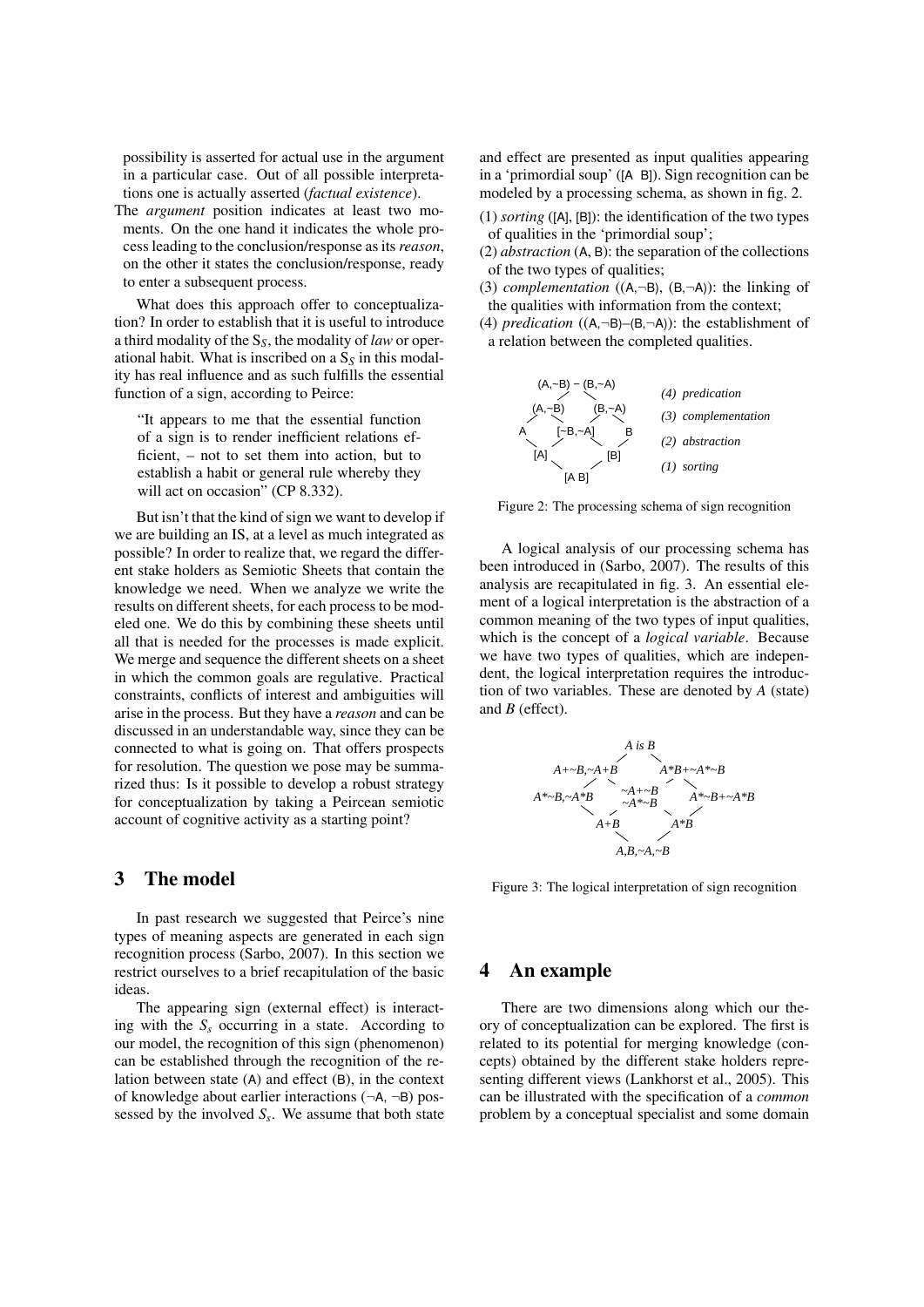possibility is asserted for actual use in the argument in a particular case. Out of all possible interpretations one is actually asserted (*factual existence*).

The *argument* position indicates at least two moments. On the one hand it indicates the whole process leading to the conclusion/response as its *reason*, on the other it states the conclusion/response, ready to enter a subsequent process.

What does this approach offer to conceptualization? In order to establish that it is useful to introduce a third modality of the $S_S$, the modality of *law* or operational habit. What is inscribed on a $S_S$ in this modality has real influence and as such fulfills the essential function of a sign, according to Peirce:

> "It appears to me that the essential function of a sign is to render inefficient relations efficient, – not to set them into action, but to establish a habit or general rule whereby they will act on occasion" (CP 8.332).

But isn't that the kind of sign we want to develop if we are building an IS, at a level as much integrated as possible? In order to realize that, we regard the different stake holders as Semiotic Sheets that contain the knowledge we need. When we analyze we write the results on different sheets, for each process to be modeled one. We do this by combining these sheets until all that is needed for the processes is made explicit. We merge and sequence the different sheets on a sheet in which the common goals are regulative. Practical constraints, conflicts of interest and ambiguities will arise in the process. But they have a *reason* and can be discussed in an understandable way, since they can be connected to what is going on. That offers prospects for resolution. The question we pose may be summarized thus: Is it possible to develop a robust strategy for conceptualization by taking a Peircean semiotic account of cognitive activity as a starting point?

## 3 The model

In past research we suggested that Peirce's nine types of meaning aspects are generated in each sign recognition process (Sarbo, 2007). In this section we restrict ourselves to a brief recapitulation of the basic ideas.

The appearing sign (external effect) is interacting with the $S_s$ occurring in a state. According to our model, the recognition of this sign (phenomenon) can be established through the recognition of the relation between state (A) and effect (B), in the context of knowledge about earlier interactions (¬A, ¬B) possessed by the involved $S_s$. We assume that both state and effect are presented as input qualities appearing in a 'primordial soup' ([A B]). Sign recognition can be modeled by a processing schema, as shown in fig. 2.

(1) *sorting* ([A], [B]): the identification of the two types of qualities in the 'primordial soup';

(2) *abstraction* (A, B): the separation of the collections of the two types of qualities;

(3) *complementation* ((A,¬B), (B,¬A)): the linking of the qualities with information from the context;

(4) *predication* ((A,¬B)–(B,¬A)): the establishment of a relation between the completed qualities.

```
        (A,¬B) – (B,¬A)          (4) predication
        /            \
   (A,¬B)           (B,¬A)       (3) complementation
   /     \          /     \
  A       [¬B,¬A]          B     (2) abstraction
   \     /          \     /
   [A]                [B]        (1) sorting
      \              /
           [A B]
```

Figure 2: The processing schema of sign recognition

A logical analysis of our processing schema has been introduced in (Sarbo, 2007). The results of this analysis are recapitulated in fig. 3. An essential element of a logical interpretation is the abstraction of a common meaning of the two types of input qualities, which is the concept of a *logical variable*. Because we have two types of qualities, which are independent, the logical interpretation requires the introduction of two variables. These are denoted by *A* (state) and *B* (effect).

```
                    A is B
                  /        \
       A+~B,~A+B            A*B+~A*~B
       /       \            /        \
 A*~B,~A*B      ~A+~B              A*~B+~A*B
                ~A*~B
       \       /            \        /
          A+B                  A*B
              \              /
                 A,B,~A,~B
```

Figure 3: The logical interpretation of sign recognition

## 4 An example

There are two dimensions along which our theory of conceptualization can be explored. The first is related to its potential for merging knowledge (concepts) obtained by the different stake holders representing different views (Lankhorst et al., 2005). This can be illustrated with the specification of a *common* problem by a conceptual specialist and some domain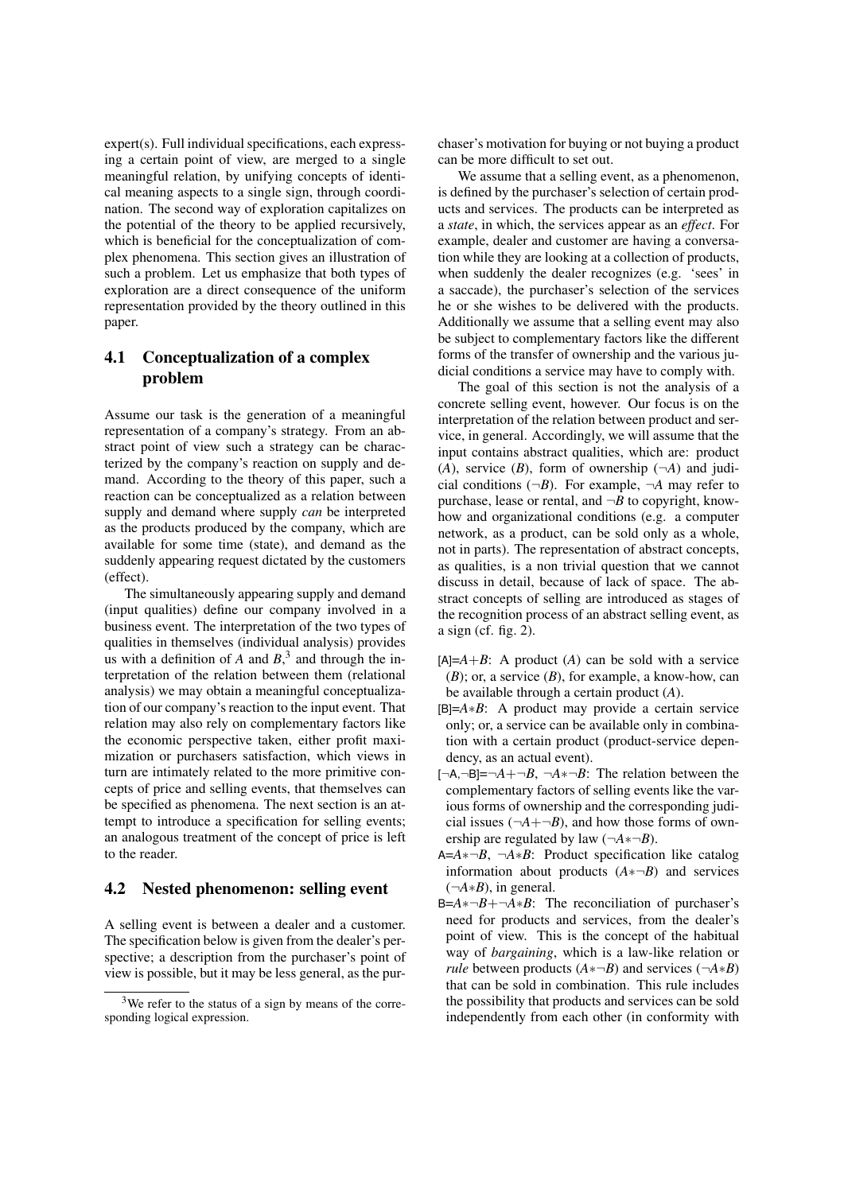expert(s). Full individual specifications, each expressing a certain point of view, are merged to a single meaningful relation, by unifying concepts of identical meaning aspects to a single sign, through coordination. The second way of exploration capitalizes on the potential of the theory to be applied recursively, which is beneficial for the conceptualization of complex phenomena. This section gives an illustration of such a problem. Let us emphasize that both types of exploration are a direct consequence of the uniform representation provided by the theory outlined in this paper.

## 4.1 Conceptualization of a complex problem

Assume our task is the generation of a meaningful representation of a company's strategy. From an abstract point of view such a strategy can be characterized by the company's reaction on supply and demand. According to the theory of this paper, such a reaction can be conceptualized as a relation between supply and demand where supply *can* be interpreted as the products produced by the company, which are available for some time (state), and demand as the suddenly appearing request dictated by the customers (effect).

The simultaneously appearing supply and demand (input qualities) define our company involved in a business event. The interpretation of the two types of qualities in themselves (individual analysis) provides us with a definition of $A$ and $B$,[3] and through the interpretation of the relation between them (relational analysis) we may obtain a meaningful conceptualization of our company's reaction to the input event. That relation may also rely on complementary factors like the economic perspective taken, either profit maximization or purchasers satisfaction, which views in turn are intimately related to the more primitive concepts of price and selling events, that themselves can be specified as phenomena. The next section is an attempt to introduce a specification for selling events; an analogous treatment of the concept of price is left to the reader.

## 4.2 Nested phenomenon: selling event

A selling event is between a dealer and a customer. The specification below is given from the dealer's perspective; a description from the purchaser's point of view is possible, but it may be less general, as the purchaser's motivation for buying or not buying a product can be more difficult to set out.

We assume that a selling event, as a phenomenon, is defined by the purchaser's selection of certain products and services. The products can be interpreted as a *state*, in which, the services appear as an *effect*. For example, dealer and customer are having a conversation while they are looking at a collection of products, when suddenly the dealer recognizes (e.g. 'sees' in a saccade), the purchaser's selection of the services he or she wishes to be delivered with the products. Additionally we assume that a selling event may also be subject to complementary factors like the different forms of the transfer of ownership and the various judicial conditions a service may have to comply with.

The goal of this section is not the analysis of a concrete selling event, however. Our focus is on the interpretation of the relation between product and service, in general. Accordingly, we will assume that the input contains abstract qualities, which are: product ($A$), service ($B$), form of ownership ($\neg A$) and judicial conditions ($\neg B$). For example, $\neg A$ may refer to purchase, lease or rental, and $\neg B$ to copyright, know-how and organizational conditions (e.g. a computer network, as a product, can be sold only as a whole, not in parts). The representation of abstract concepts, as qualities, is a non trivial question that we cannot discuss in detail, because of lack of space. The abstract concepts of selling are introduced as stages of the recognition process of an abstract selling event, as a sign (cf. fig. 2).

- [A]=$A+B$: A product ($A$) can be sold with a service ($B$); or, a service ($B$), for example, a know-how, can be available through a certain product ($A$).
- [B]=$A*B$: A product may provide a certain service only; or, a service can be available only in combination with a certain product (product-service dependency, as an actual event).
- [¬A,¬B]=$\neg A+\neg B$, $\neg A*\neg B$: The relation between the complementary factors of selling events like the various forms of ownership and the corresponding judicial issues ($\neg A+\neg B$), and how those forms of ownership are regulated by law ($\neg A*\neg B$).
- A=$A*\neg B$, $\neg A*B$: Product specification like catalog information about products ($A*\neg B$) and services ($\neg A*B$), in general.
- B=$A*\neg B+\neg A*B$: The reconciliation of purchaser's need for products and services, from the dealer's point of view. This is the concept of the habitual way of *bargaining*, which is a law-like relation or *rule* between products ($A*\neg B$) and services ($\neg A*B$) that can be sold in combination. This rule includes the possibility that products and services can be sold independently from each other (in conformity with

[3] We refer to the status of a sign by means of the corresponding logical expression.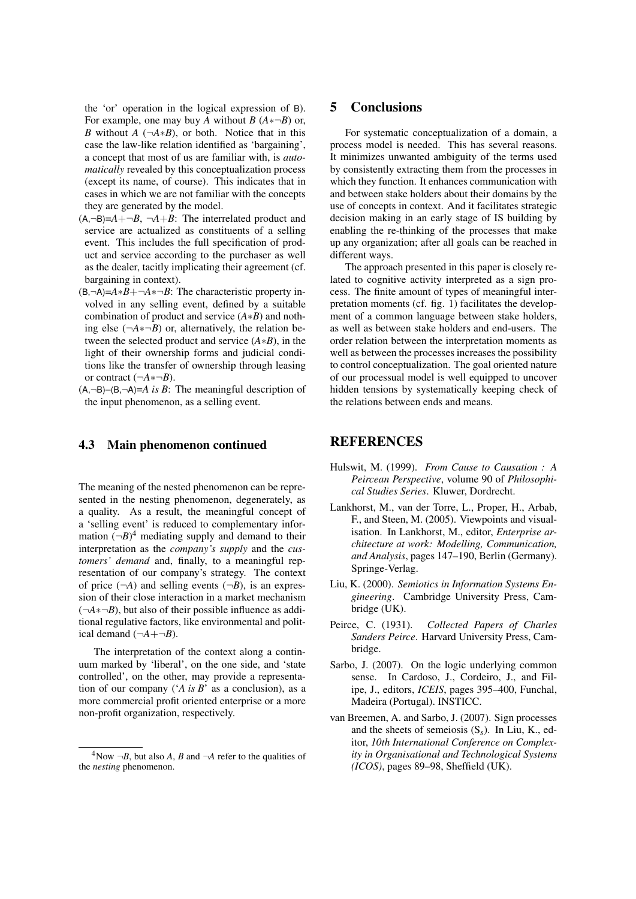the 'or' operation in the logical expression of B). For example, one may buy *A* without *B* ($A*\neg B$) or, *B* without *A* ($\neg A*B$), or both. Notice that in this case the law-like relation identified as 'bargaining', a concept that most of us are familiar with, is *automatically* revealed by this conceptualization process (except its name, of course). This indicates that in cases in which we are not familiar with the concepts they are generated by the model.

(A,¬B)=$A+\neg B$, $\neg A+B$: The interrelated product and service are actualized as constituents of a selling event. This includes the full specification of product and service according to the purchaser as well as the dealer, tacitly implicating their agreement (cf. bargaining in context).

(B,¬A)=$A*B+\neg A*\neg B$: The characteristic property involved in any selling event, defined by a suitable combination of product and service ($A*B$) and nothing else ($\neg A*\neg B$) or, alternatively, the relation between the selected product and service ($A*B$), in the light of their ownership forms and judicial conditions like the transfer of ownership through leasing or contract ($\neg A*\neg B$).

(A,¬B)–(B,¬A)=*A is B*: The meaningful description of the input phenomenon, as a selling event.

### 4.3 Main phenomenon continued

The meaning of the nested phenomenon can be represented in the nesting phenomenon, degenerately, as a quality. As a result, the meaningful concept of a 'selling event' is reduced to complementary information ($\neg B$)[4] mediating supply and demand to their interpretation as the *company's supply* and the *customers' demand* and, finally, to a meaningful representation of our company's strategy. The context of price ($\neg A$) and selling events ($\neg B$), is an expression of their close interaction in a market mechanism ($\neg A*\neg B$), but also of their possible influence as additional regulative factors, like environmental and political demand ($\neg A+\neg B$).

The interpretation of the context along a continuum marked by 'liberal', on the one side, and 'state controlled', on the other, may provide a representation of our company ('*A is B*' as a conclusion), as a more commercial profit oriented enterprise or a more non-profit organization, respectively.

[4] Now $\neg B$, but also *A*, *B* and $\neg A$ refer to the qualities of the *nesting* phenomenon.

## 5 Conclusions

For systematic conceptualization of a domain, a process model is needed. This has several reasons. It minimizes unwanted ambiguity of the terms used by consistently extracting them from the processes in which they function. It enhances communication with and between stake holders about their domains by the use of concepts in context. And it facilitates strategic decision making in an early stage of IS building by enabling the re-thinking of the processes that make up any organization; after all goals can be reached in different ways.

The approach presented in this paper is closely related to cognitive activity interpreted as a sign process. The finite amount of types of meaningful interpretation moments (cf. fig. 1) facilitates the development of a common language between stake holders, as well as between stake holders and end-users. The order relation between the interpretation moments as well as between the processes increases the possibility to control conceptualization. The goal oriented nature of our processual model is well equipped to uncover hidden tensions by systematically keeping check of the relations between ends and means.

## REFERENCES

Hulswit, M. (1999). *From Cause to Causation : A Peircean Perspective*, volume 90 of *Philosophical Studies Series*. Kluwer, Dordrecht.

Lankhorst, M., van der Torre, L., Proper, H., Arbab, F., and Steen, M. (2005). Viewpoints and visualisation. In Lankhorst, M., editor, *Enterprise architecture at work: Modelling, Communication, and Analysis*, pages 147–190, Berlin (Germany). Springe-Verlag.

Liu, K. (2000). *Semiotics in Information Systems Engineering*. Cambridge University Press, Cambridge (UK).

Peirce, C. (1931). *Collected Papers of Charles Sanders Peirce*. Harvard University Press, Cambridge.

Sarbo, J. (2007). On the logic underlying common sense. In Cardoso, J., Cordeiro, J., and Filipe, J., editors, *ICEIS*, pages 395–400, Funchal, Madeira (Portugal). INSTICC.

van Breemen, A. and Sarbo, J. (2007). Sign processes and the sheets of semeiosis ($S_s$). In Liu, K., editor, *10th International Conference on Complexity in Organisational and Technological Systems (ICOS)*, pages 89–98, Sheffield (UK).